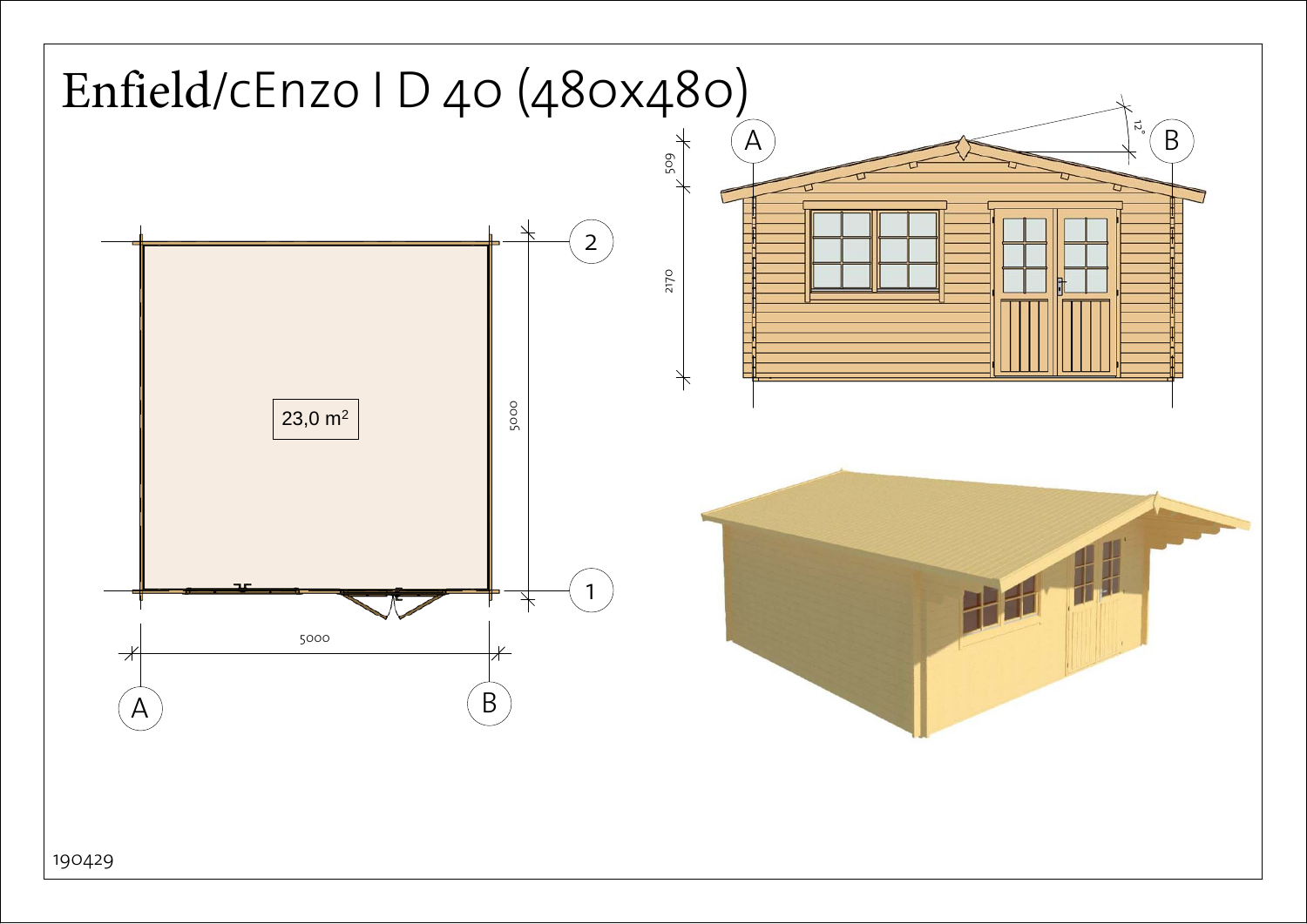# Enfield/cEnzo I D 40 (480x480)

23,0 m²

5000

5000

A

B

1

2

509

2170

12°

A

B

190429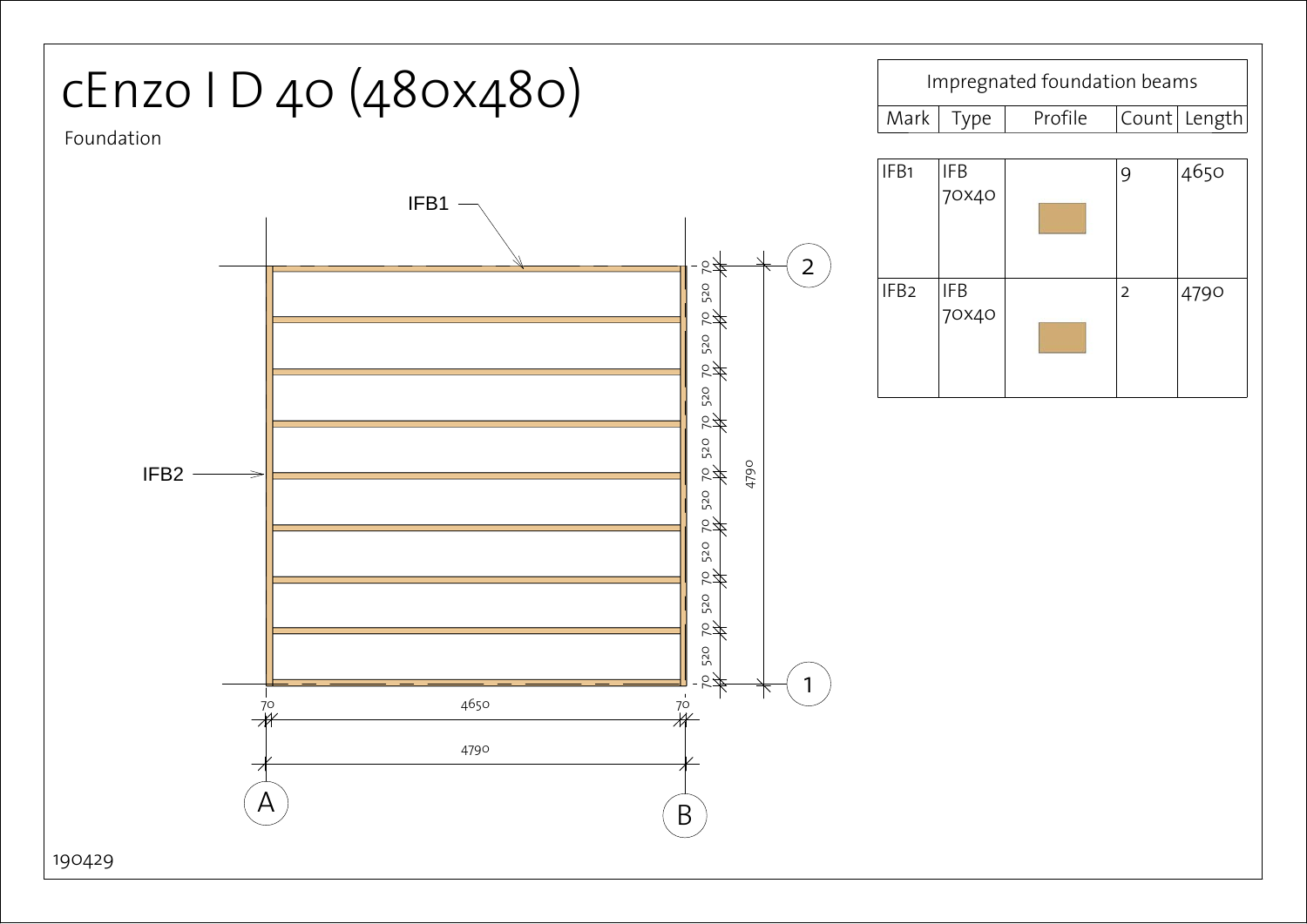# cEnzo I D 40 (480x480)

Foundation

IFB1

IFB2

70 520 70 520 70 520 70 520 70 520 70 520 70 520 70 520 70

4790

70 4650 70

4790

A B 1 2

| Impregnated foundation beams | | | | |
|---|---|---|---|---|
| Mark | Type | Profile | Count | Length |
| IFB1 | IFB 70x40 | | 9 | 4650 |
| IFB2 | IFB 70x40 | | 2 | 4790 |

190429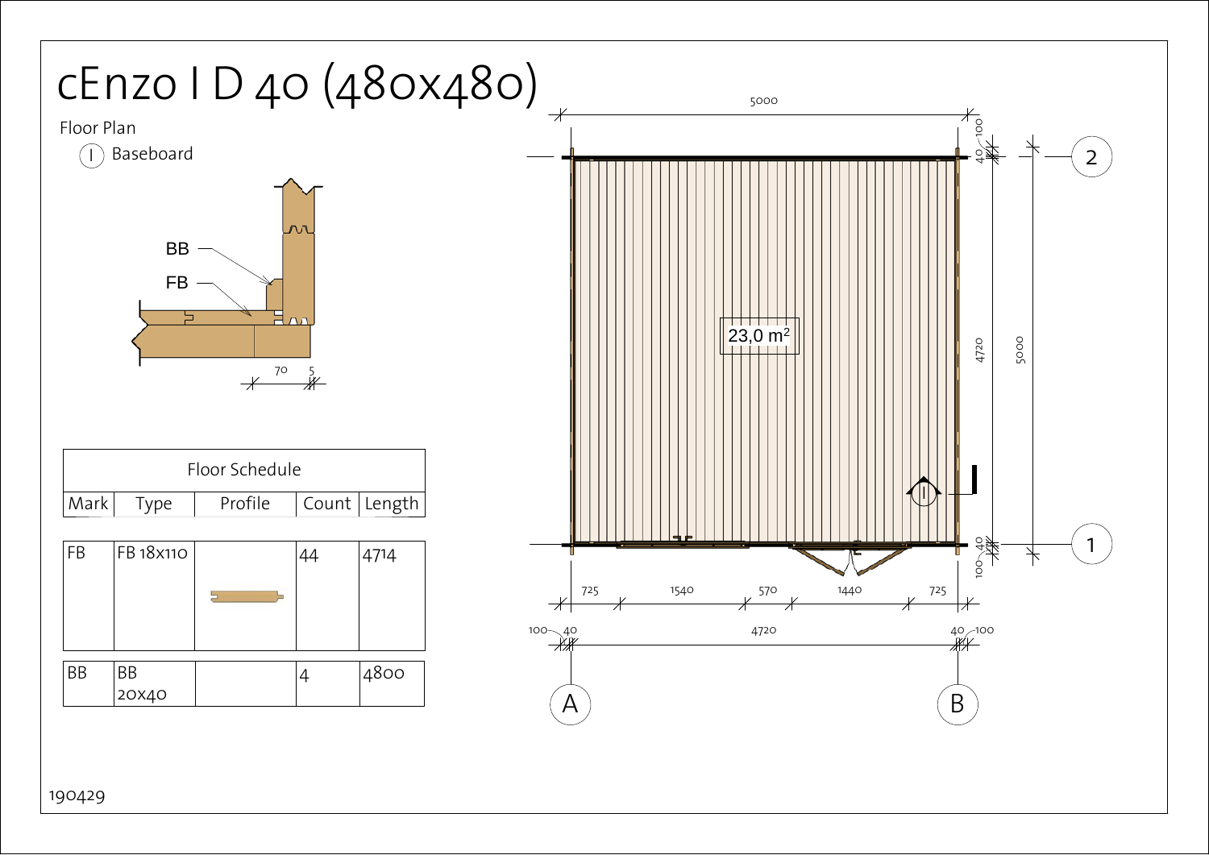# cEnzo I D 40 (480x480)

Floor Plan

(I) Baseboard

| Floor Schedule | | | | |
|---|---|---|---|---|
| Mark | Type | Profile | Count | Length |
| FB | FB 18x110 | | 44 | 4714 |
| BB | BB 20x40 | | 4 | 4800 |

23,0 $m^2$

190429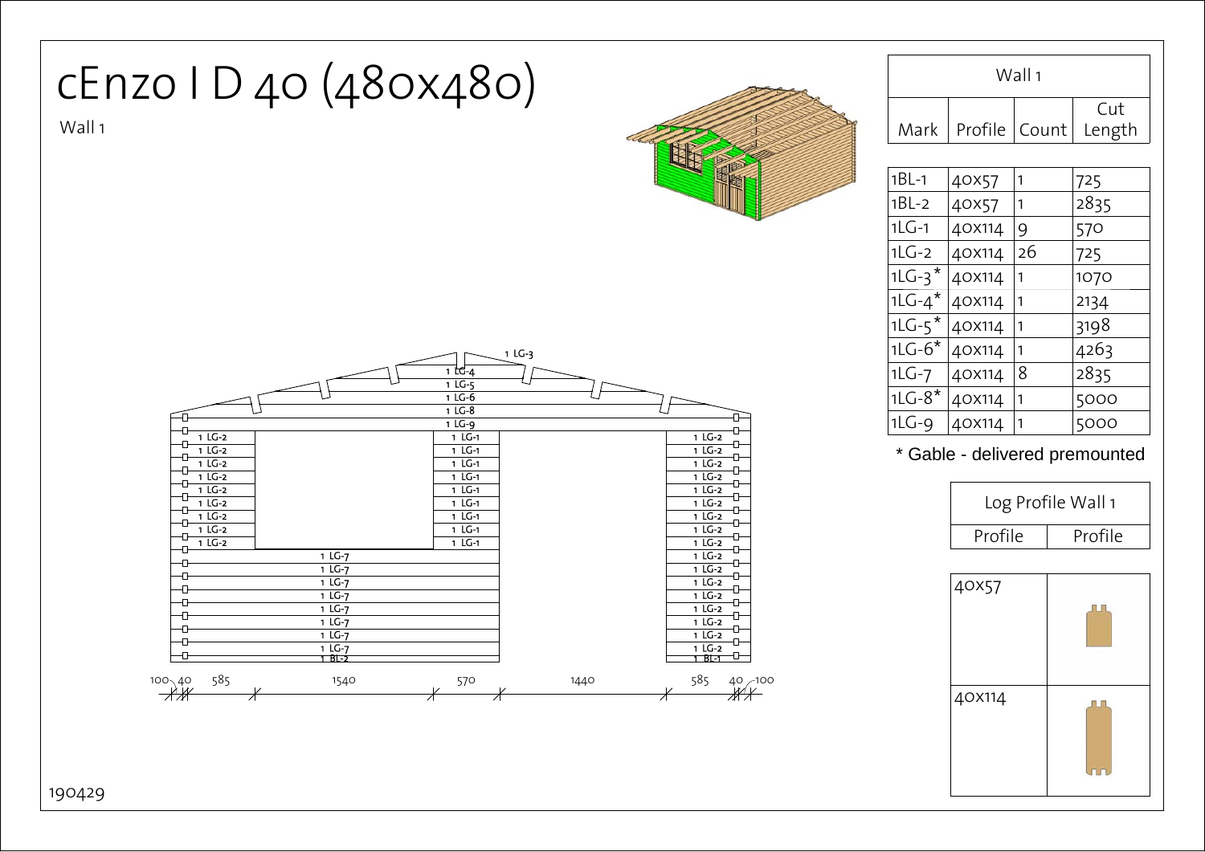# cEnzo I D 40 (480x480)

Wall 1

| Wall 1 | | | |
|---|---|---|---|
| Mark | Profile | Count | Cut Length |
| 1BL-1 | 40x57 | 1 | 725 |
| 1BL-2 | 40x57 | 1 | 2835 |
| 1LG-1 | 40x114 | 9 | 570 |
| 1LG-2 | 40x114 | 26 | 725 |
| 1LG-3* | 40x114 | 1 | 1070 |
| 1LG-4* | 40x114 | 1 | 2134 |
| 1LG-5* | 40x114 | 1 | 3198 |
| 1LG-6* | 40x114 | 1 | 4263 |
| 1LG-7 | 40x114 | 8 | 2835 |
| 1LG-8* | 40x114 | 1 | 5000 |
| 1LG-9 | 40x114 | 1 | 5000 |

\* Gable - delivered premounted

| Log Profile Wall 1 | |
|---|---|
| Profile | Profile |
| 40x57 | |
| 40x114 | |

190429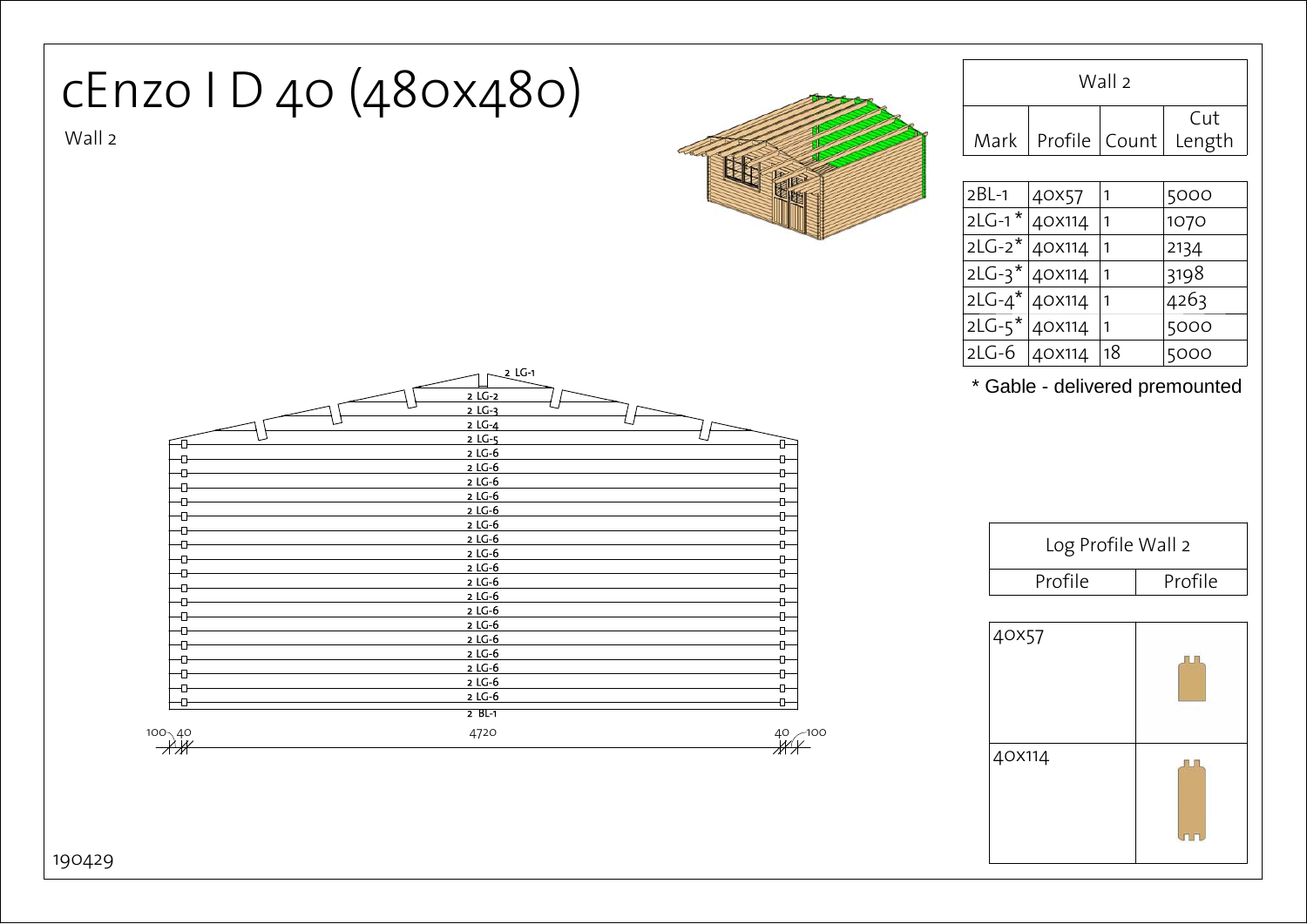# cEnzo I D 40 (480x480)

Wall 2

| Wall 2 | | | |
|---|---|---|---|
| Mark | Profile | Count | Cut Length |
| 2BL-1 | 40x57 | 1 | 5000 |
| 2LG-1* | 40x114 | 1 | 1070 |
| 2LG-2* | 40x114 | 1 | 2134 |
| 2LG-3* | 40x114 | 1 | 3198 |
| 2LG-4* | 40x114 | 1 | 4263 |
| 2LG-5* | 40x114 | 1 | 5000 |
| 2LG-6 | 40x114 | 18 | 5000 |

* Gable - delivered premounted

2 LG-1
2 LG-2
2 LG-3
2 LG-4
2 LG-5
2 LG-6
2 LG-6
2 LG-6
2 LG-6
2 LG-6
2 LG-6
2 LG-6
2 LG-6
2 LG-6
2 LG-6
2 LG-6
2 LG-6
2 LG-6
2 LG-6
2 LG-6
2 LG-6
2 LG-6
2 LG-6
2 BL-1

100 40 4720 40 100

| Log Profile Wall 2 | |
|---|---|
| Profile | Profile |
| 40x57 | |
| 40x114 | |

190429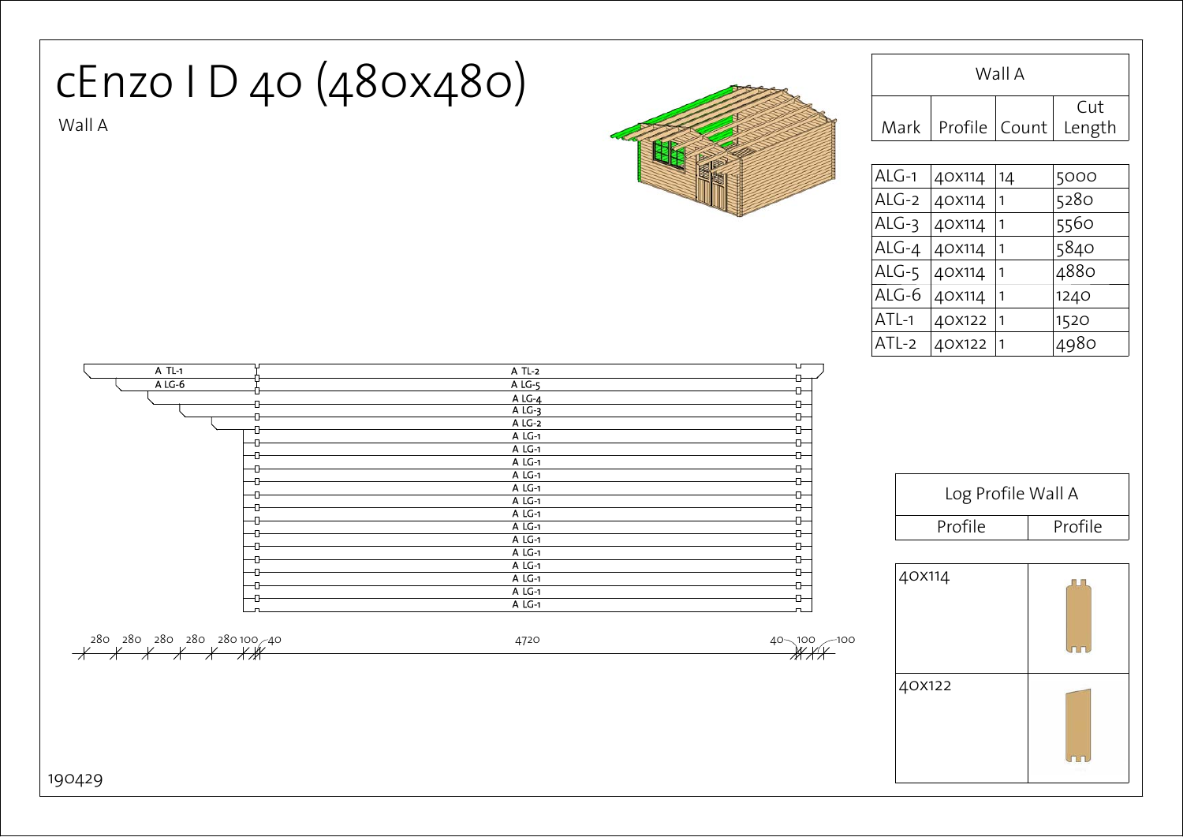# cEnzo I D 40 (480x480)

Wall A

| Wall A | | | |
|---|---|---|---|
| Mark | Profile | Count | Cut Length |
| ALG-1 | 40x114 | 14 | 5000 |
| ALG-2 | 40x114 | 1 | 5280 |
| ALG-3 | 40x114 | 1 | 5560 |
| ALG-4 | 40x114 | 1 | 5840 |
| ALG-5 | 40x114 | 1 | 4880 |
| ALG-6 | 40x114 | 1 | 1240 |
| ATL-1 | 40x122 | 1 | 1520 |
| ATL-2 | 40x122 | 1 | 4980 |

A TL-1
A TL-2
A LG-6
A LG-5
A LG-4
A LG-3
A LG-2
A LG-1
A LG-1
A LG-1
A LG-1
A LG-1
A LG-1
A LG-1
A LG-1
A LG-1
A LG-1
A LG-1
A LG-1
A LG-1
A LG-1

280 280 280 280 280 100 40 4720 40 100 100

| Log Profile Wall A | |
|---|---|
| Profile | Profile |
| 40x114 | |
| 40x122 | |

190429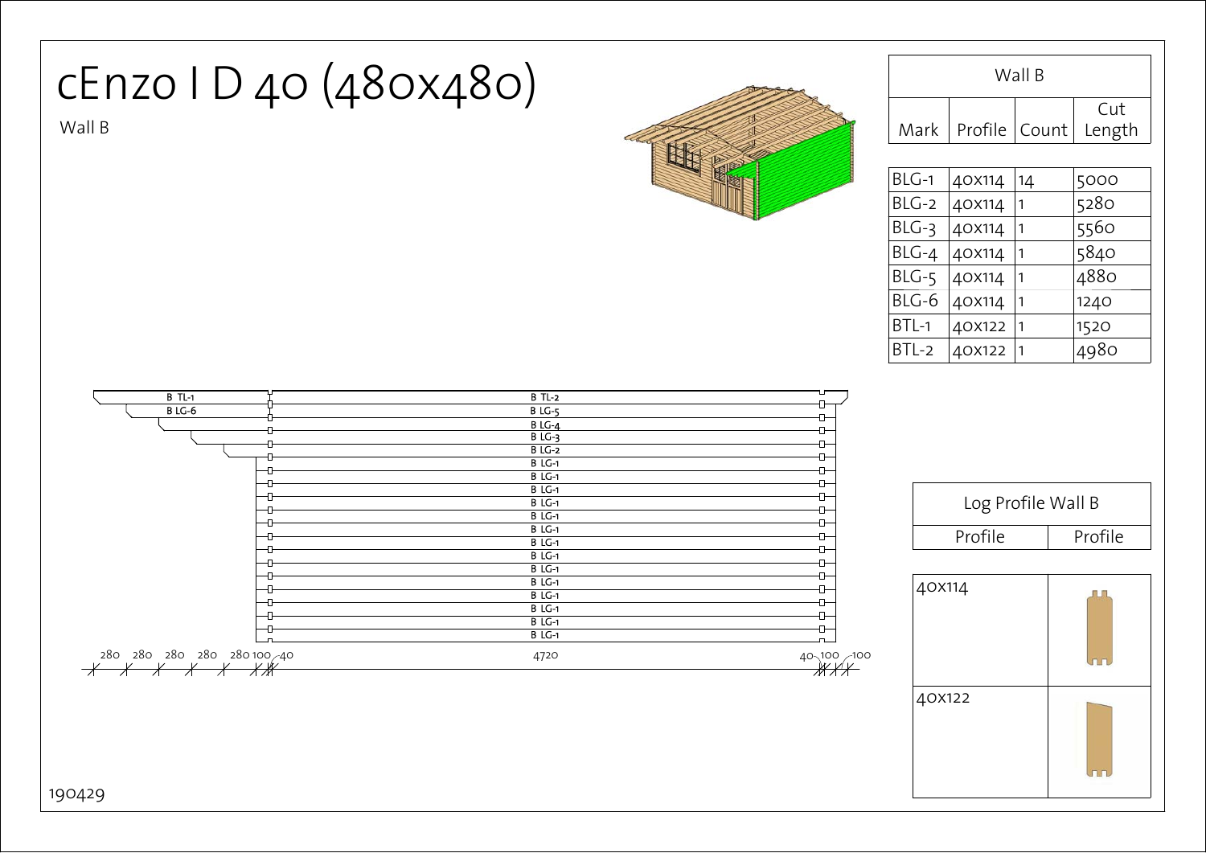# cEnzo I D 40 (480x480)

Wall B

| Wall B | | | |
|---|---|---|---|
| Mark | Profile | Count | Cut Length |
| BLG-1 | 40x114 | 14 | 5000 |
| BLG-2 | 40x114 | 1 | 5280 |
| BLG-3 | 40x114 | 1 | 5560 |
| BLG-4 | 40x114 | 1 | 5840 |
| BLG-5 | 40x114 | 1 | 4880 |
| BLG-6 | 40x114 | 1 | 1240 |
| BTL-1 | 40x122 | 1 | 1520 |
| BTL-2 | 40x122 | 1 | 4980 |

B TL-1
B LG-6
B TL-2
B LG-5
B LG-4
B LG-3
B LG-2
B LG-1
B LG-1
B LG-1
B LG-1
B LG-1
B LG-1
B LG-1
B LG-1
B LG-1
B LG-1
B LG-1
B LG-1
B LG-1
B LG-1

280 280 280 280 280 100 40 4720 40 100 100

| Log Profile Wall B | |
|---|---|
| Profile | Profile |
| 40x114 | |
| 40x122 | |

190429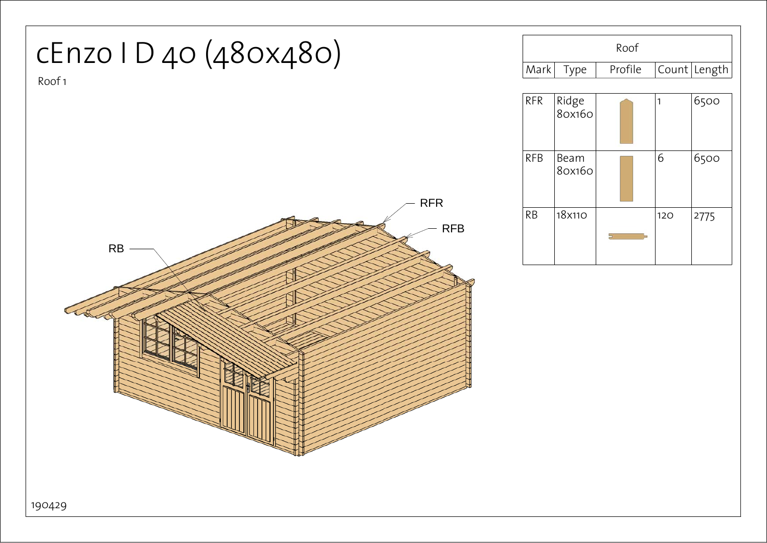# cEnzo I D 40 (480x480)

Roof 1

RFR

RFB

RB

| Roof | | | | |
|---|---|---|---|---|
| Mark | Type | Profile | Count | Length |
| RFR | Ridge 80x160 | | 1 | 6500 |
| RFB | Beam 80x160 | | 6 | 6500 |
| RB | 18x110 | | 120 | 2775 |

190429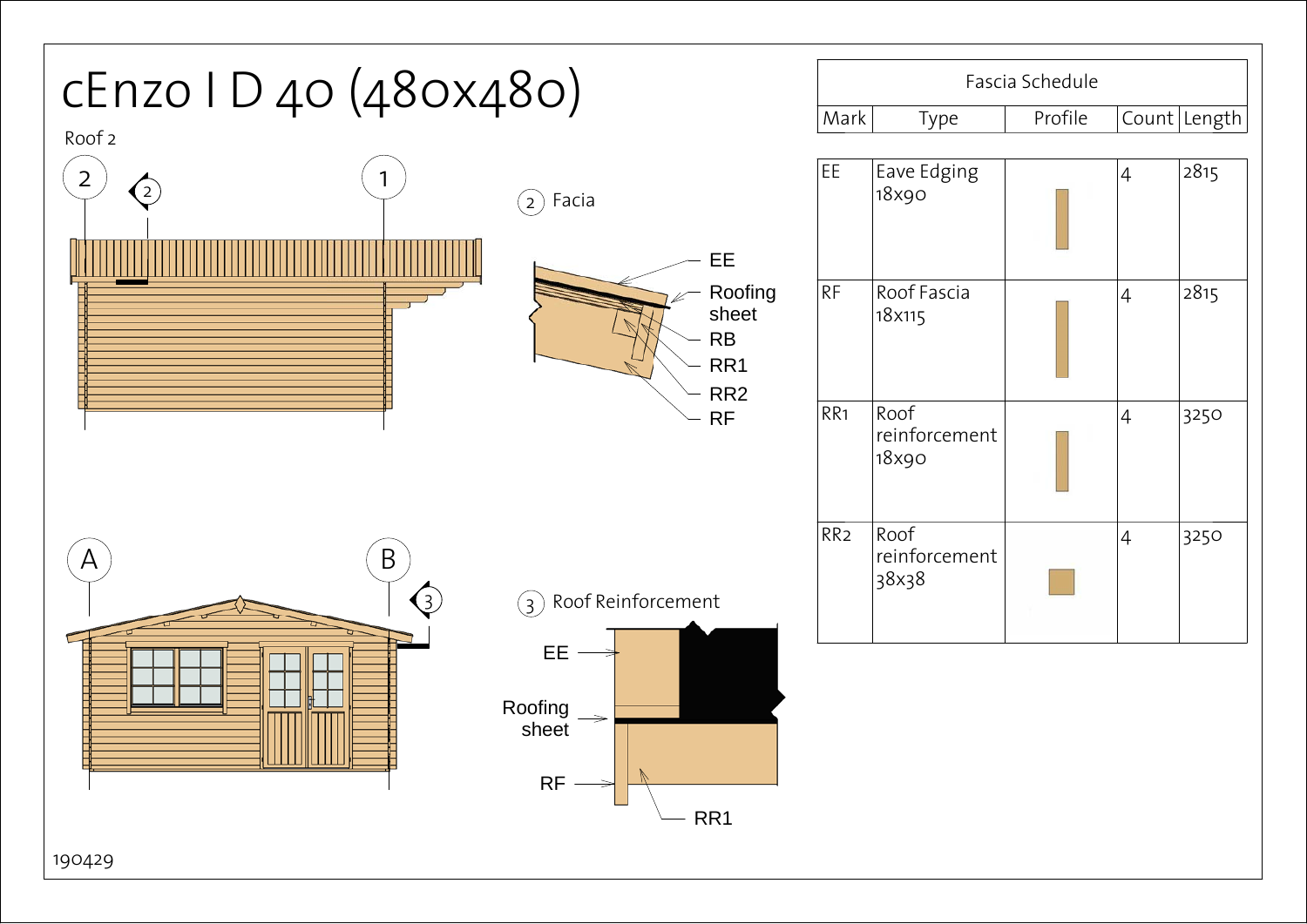# cEnzo I D 40 (480x480)

Roof 2

2 Facia

EE
Roofing sheet
RB
RR1
RR2
RF

3 Roof Reinforcement

EE
Roofing sheet
RF
RR1

| Fascia Schedule | | | | |
|---|---|---|---|---|
| Mark | Type | Profile | Count | Length |
| EE | Eave Edging 18x90 | | 4 | 2815 |
| RF | Roof Fascia 18x115 | | 4 | 2815 |
| RR1 | Roof reinforcement 18x90 | | 4 | 3250 |
| RR2 | Roof reinforcement 38x38 | | 4 | 3250 |

190429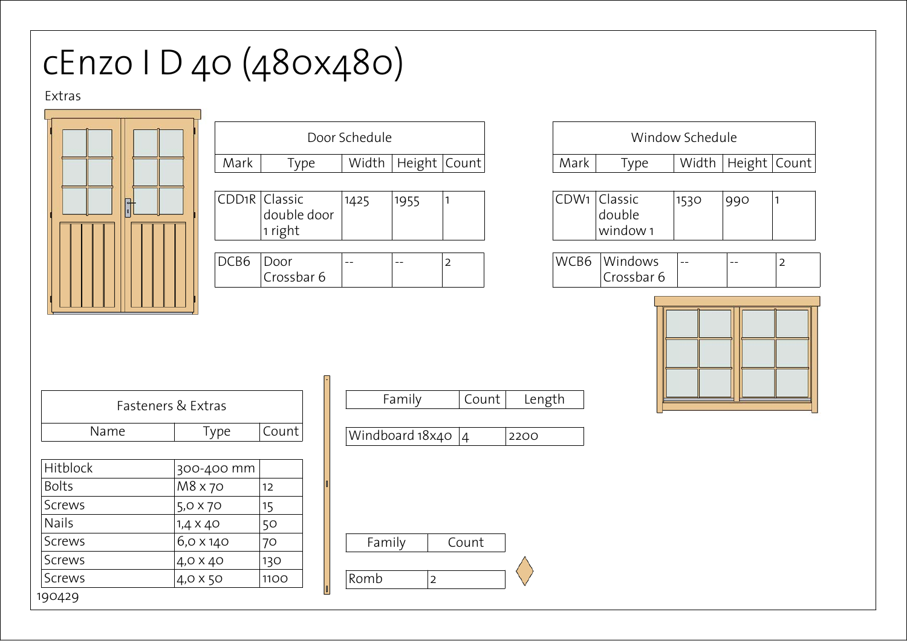# cEnzo I D 40 (480x480)

Extras

| Door Schedule | | | | |
|---|---|---|---|---|
| Mark | Type | Width | Height | Count |
| CDD1R | Classic double door 1 right | 1425 | 1955 | 1 |
| DCB6 | Door Crossbar 6 | -- | -- | 2 |

| Window Schedule | | | | |
|---|---|---|---|---|
| Mark | Type | Width | Height | Count |
| CDW1 | Classic double window 1 | 1530 | 990 | 1 |
| WCB6 | Windows Crossbar 6 | -- | -- | 2 |

| Fasteners & Extras | | |
|---|---|---|
| Name | Type | Count |
| Hitblock | 300-400 mm | |
| Bolts | M8 x 70 | 12 |
| Screws | 5,0 x 70 | 15 |
| Nails | 1,4 x 40 | 50 |
| Screws | 6,0 x 140 | 70 |
| Screws | 4,0 x 40 | 130 |
| Screws | 4,0 x 50 | 1100 |

| Family | Count | Length |
|---|---|---|
| Windboard 18x40 | 4 | 2200 |

| Family | Count |
|---|---|
| Romb | 2 |

190429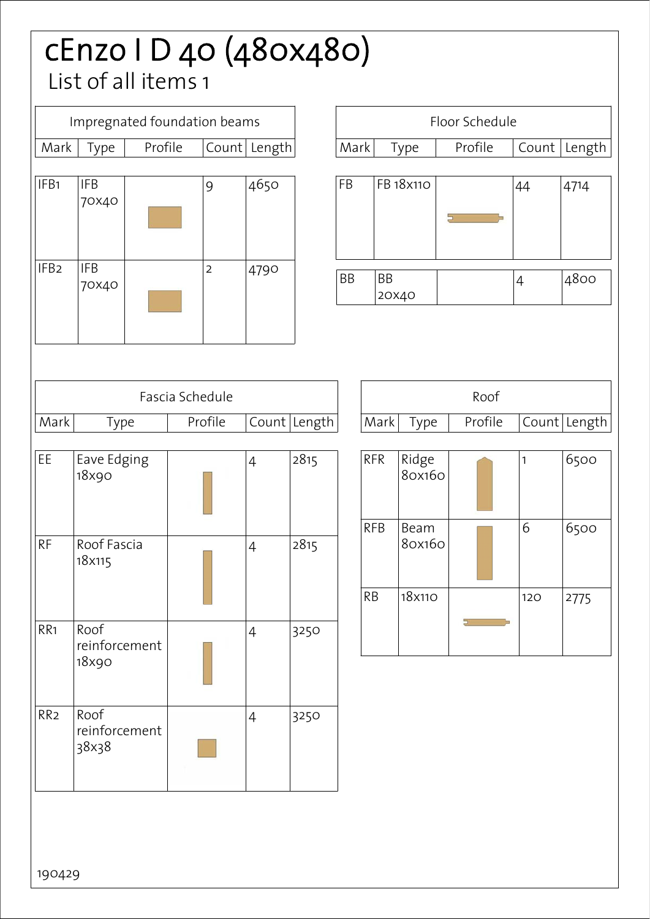# cEnzo I D 40 (480x480)

## List of all items 1

| Impregnated foundation beams | | | | |
|---|---|---|---|---|
| Mark | Type | Profile | Count | Length |
| IFB1 | IFB 70x40 | | 9 | 4650 |
| IFB2 | IFB 70x40 | | 2 | 4790 |

| Floor Schedule | | | | |
|---|---|---|---|---|
| Mark | Type | Profile | Count | Length |
| FB | FB 18x110 | | 44 | 4714 |
| BB | BB 20x40 | | 4 | 4800 |

| Fascia Schedule | | | | |
|---|---|---|---|---|
| Mark | Type | Profile | Count | Length |
| EE | Eave Edging 18x90 | | 4 | 2815 |
| RF | Roof Fascia 18x115 | | 4 | 2815 |
| RR1 | Roof reinforcement 18x90 | | 4 | 3250 |
| RR2 | Roof reinforcement 38x38 | | 4 | 3250 |

| Roof | | | | |
|---|---|---|---|---|
| Mark | Type | Profile | Count | Length |
| RFR | Ridge 80x160 | | 1 | 6500 |
| RFB | Beam 80x160 | | 6 | 6500 |
| RB | 18x110 | | 120 | 2775 |

190429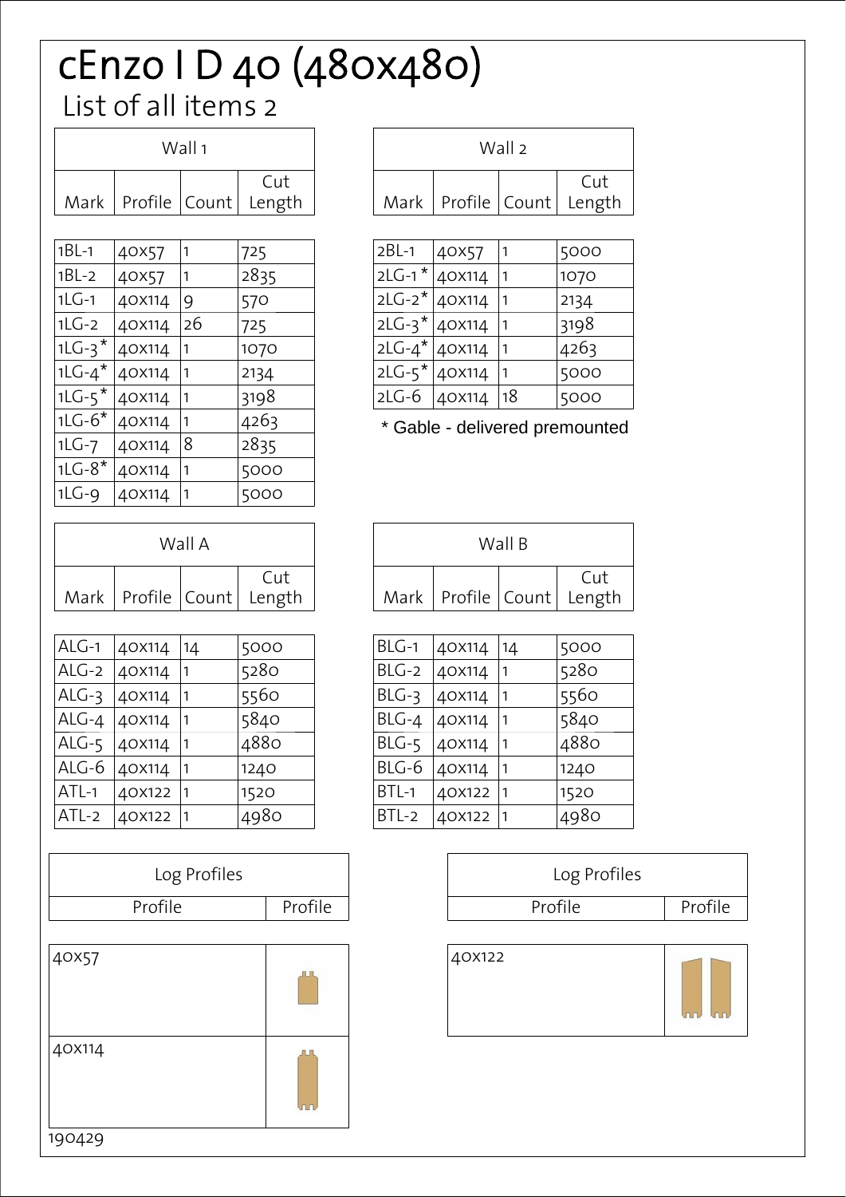# cEnzo I D 40 (480x480)

## List of all items 2

### Wall 1

| Mark | Profile | Count | Cut Length |
|---|---|---|---|
| 1BL-1 | 40x57 | 1 | 725 |
| 1BL-2 | 40x57 | 1 | 2835 |
| 1LG-1 | 40x114 | 9 | 570 |
| 1LG-2 | 40x114 | 26 | 725 |
| 1LG-3* | 40x114 | 1 | 1070 |
| 1LG-4* | 40x114 | 1 | 2134 |
| 1LG-5* | 40x114 | 1 | 3198 |
| 1LG-6* | 40x114 | 1 | 4263 |
| 1LG-7 | 40x114 | 8 | 2835 |
| 1LG-8* | 40x114 | 1 | 5000 |
| 1LG-9 | 40x114 | 1 | 5000 |

### Wall 2

| Mark | Profile | Count | Cut Length |
|---|---|---|---|
| 2BL-1 | 40x57 | 1 | 5000 |
| 2LG-1* | 40x114 | 1 | 1070 |
| 2LG-2* | 40x114 | 1 | 2134 |
| 2LG-3* | 40x114 | 1 | 3198 |
| 2LG-4* | 40x114 | 1 | 4263 |
| 2LG-5* | 40x114 | 1 | 5000 |
| 2LG-6 | 40x114 | 18 | 5000 |

\* Gable - delivered premounted

### Wall A

| Mark | Profile | Count | Cut Length |
|---|---|---|---|
| ALG-1 | 40x114 | 14 | 5000 |
| ALG-2 | 40x114 | 1 | 5280 |
| ALG-3 | 40x114 | 1 | 5560 |
| ALG-4 | 40x114 | 1 | 5840 |
| ALG-5 | 40x114 | 1 | 4880 |
| ALG-6 | 40x114 | 1 | 1240 |
| ATL-1 | 40x122 | 1 | 1520 |
| ATL-2 | 40x122 | 1 | 4980 |

### Wall B

| Mark | Profile | Count | Cut Length |
|---|---|---|---|
| BLG-1 | 40x114 | 14 | 5000 |
| BLG-2 | 40x114 | 1 | 5280 |
| BLG-3 | 40x114 | 1 | 5560 |
| BLG-4 | 40x114 | 1 | 5840 |
| BLG-5 | 40x114 | 1 | 4880 |
| BLG-6 | 40x114 | 1 | 1240 |
| BTL-1 | 40x122 | 1 | 1520 |
| BTL-2 | 40x122 | 1 | 4980 |

### Log Profiles

| Profile | Profile |
|---|---|
| 40x57 | |
| 40x114 | |

### Log Profiles

| Profile | Profile |
|---|---|
| 40x122 | |

190429